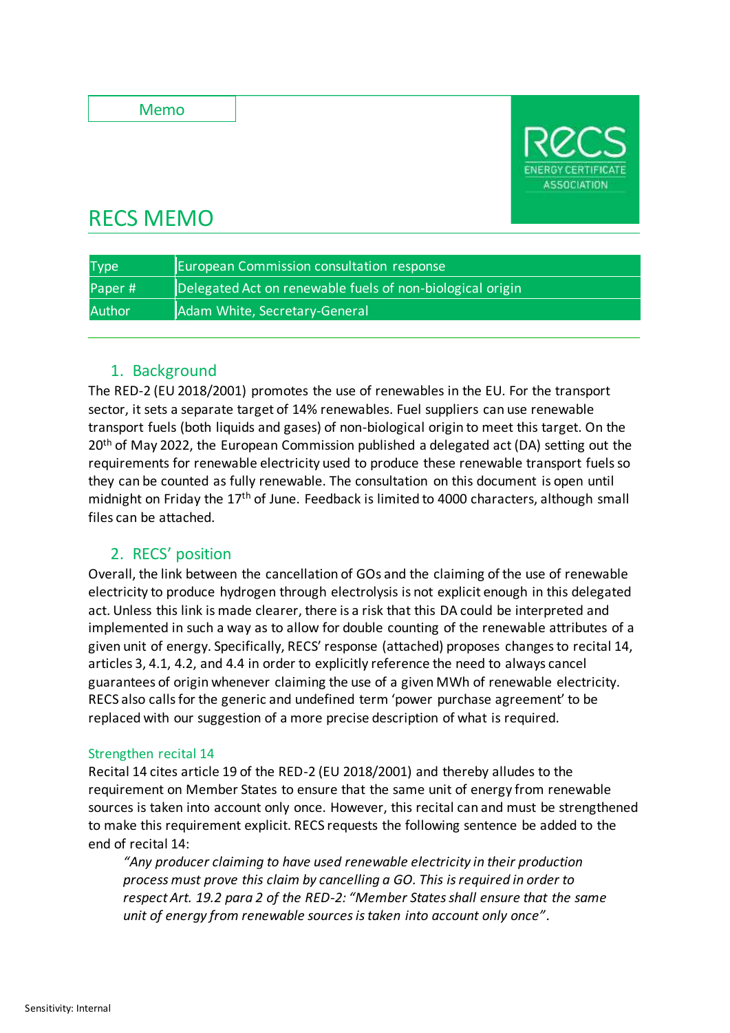Memo

# RECS MEMO

| Type | European Commission consultation response |
|---|---|
| Paper # | Delegated Act on renewable fuels of non-biological origin |
| Author | Adam White, Secretary-General |

## 1. Background

The RED-2 (EU 2018/2001) promotes the use of renewables in the EU. For the transport sector, it sets a separate target of 14% renewables. Fuel suppliers can use renewable transport fuels (both liquids and gases) of non-biological origin to meet this target. On the 20th of May 2022, the European Commission published a delegated act (DA) setting out the requirements for renewable electricity used to produce these renewable transport fuels so they can be counted as fully renewable. The consultation on this document is open until midnight on Friday the 17th of June. Feedback is limited to 4000 characters, although small files can be attached.

## 2. RECS' position

Overall, the link between the cancellation of GOs and the claiming of the use of renewable electricity to produce hydrogen through electrolysis is not explicit enough in this delegated act. Unless this link is made clearer, there is a risk that this DA could be interpreted and implemented in such a way as to allow for double counting of the renewable attributes of a given unit of energy. Specifically, RECS' response (attached) proposes changes to recital 14, articles 3, 4.1, 4.2, and 4.4 in order to explicitly reference the need to always cancel guarantees of origin whenever claiming the use of a given MWh of renewable electricity. RECS also calls for the generic and undefined term 'power purchase agreement' to be replaced with our suggestion of a more precise description of what is required.

### Strenghten recital 14

Recital 14 cites article 19 of the RED-2 (EU 2018/2001) and thereby alludes to the requirement on Member States to ensure that the same unit of energy from renewable sources is taken into account only once. However, this recital can and must be strengthened to make this requirement explicit. RECS requests the following sentence be added to the end of recital 14:

> *"Any producer claiming to have used renewable electricity in their production process must prove this claim by cancelling a GO. This is required in order to respect Art. 19.2 para 2 of the RED-2: "Member States shall ensure that the same unit of energy from renewable sources is taken into account only once".*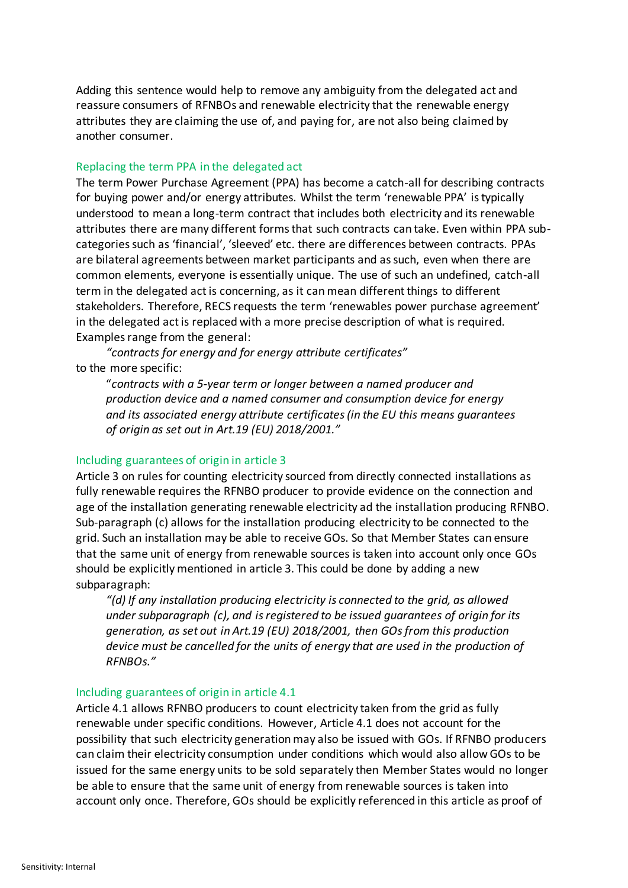Adding this sentence would help to remove any ambiguity from the delegated act and reassure consumers of RFNBOs and renewable electricity that the renewable energy attributes they are claiming the use of, and paying for, are not also being claimed by another consumer.

### Replacing the term PPA in the delegated act

The term Power Purchase Agreement (PPA) has become a catch-all for describing contracts for buying power and/or energy attributes. Whilst the term 'renewable PPA' is typically understood to mean a long-term contract that includes both electricity and its renewable attributes there are many different forms that such contracts can take. Even within PPA sub-categories such as 'financial', 'sleeved' etc. there are differences between contracts. PPAs are bilateral agreements between market participants and as such, even when there are common elements, everyone is essentially unique. The use of such an undefined, catch-all term in the delegated act is concerning, as it can mean different things to different stakeholders. Therefore, RECS requests the term 'renewables power purchase agreement' in the delegated act is replaced with a more precise description of what is required. Examples range from the general:

> *"contracts for energy and for energy attribute certificates"*

to the more specific:

> "*contracts with a 5-year term or longer between a named producer and production device and a named consumer and consumption device for energy and its associated energy attribute certificates (in the EU this means guarantees of origin as set out in Art.19 (EU) 2018/2001."*

### Including guarantees of origin in article 3

Article 3 on rules for counting electricity sourced from directly connected installations as fully renewable requires the RFNBO producer to provide evidence on the connection and age of the installation generating renewable electricity ad the installation producing RFNBO. Sub-paragraph (c) allows for the installation producing electricity to be connected to the grid. Such an installation may be able to receive GOs. So that Member States can ensure that the same unit of energy from renewable sources is taken into account only once GOs should be explicitly mentioned in article 3. This could be done by adding a new subparagraph:

> *"(d) If any installation producing electricity is connected to the grid, as allowed under subparagraph (c), and is registered to be issued guarantees of origin for its generation, as set out in Art.19 (EU) 2018/2001, then GOs from this production device must be cancelled for the units of energy that are used in the production of RFNBOs."*

### Including guarantees of origin in article 4.1

Article 4.1 allows RFNBO producers to count electricity taken from the grid as fully renewable under specific conditions. However, Article 4.1 does not account for the possibility that such electricity generation may also be issued with GOs. If RFNBO producers can claim their electricity consumption under conditions which would also allow GOs to be issued for the same energy units to be sold separately then Member States would no longer be able to ensure that the same unit of energy from renewable sources is taken into account only once. Therefore, GOs should be explicitly referenced in this article as proof of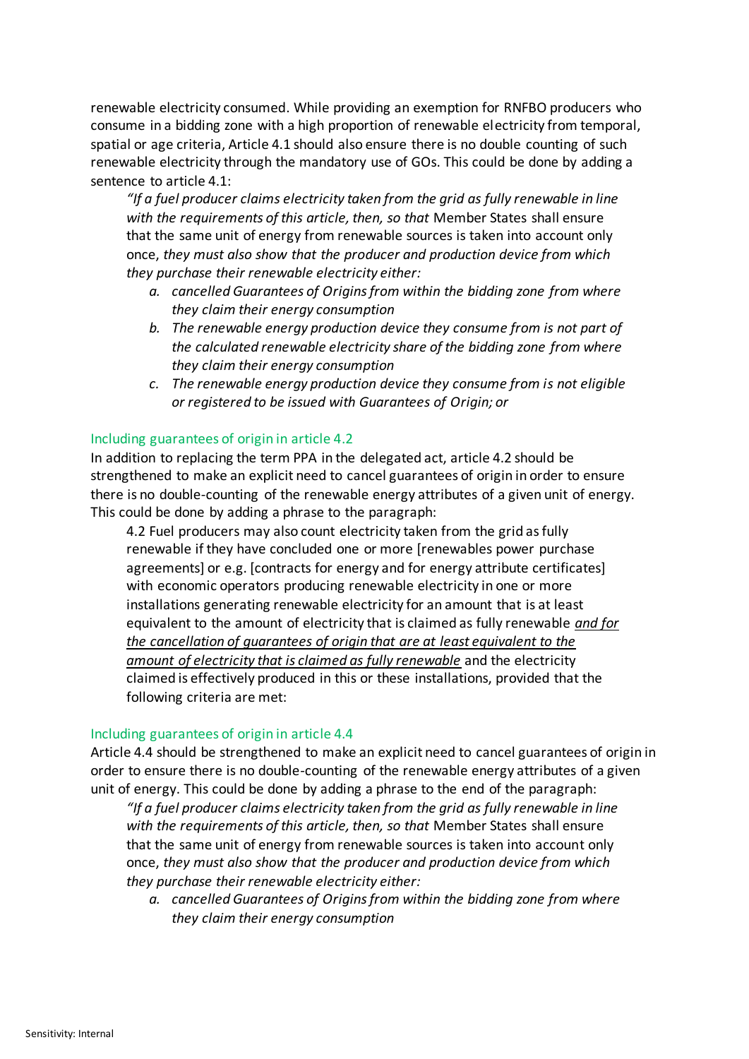renewable electricity consumed. While providing an exemption for RNFBO producers who consume in a bidding zone with a high proportion of renewable electricity from temporal, spatial or age criteria, Article 4.1 should also ensure there is no double counting of such renewable electricity through the mandatory use of GOs. This could be done by adding a sentence to article 4.1:

> *"If a fuel producer claims electricity taken from the grid as fully renewable in line with the requirements of this article, then, so that* Member States shall ensure that the same unit of energy from renewable sources is taken into account only once, *they must also show that the producer and production device from which they purchase their renewable electricity either:*
>
> *a. cancelled Guarantees of Origins from within the bidding zone from where they claim their energy consumption*
>
> *b. The renewable energy production device they consume from is not part of the calculated renewable electricity share of the bidding zone from where they claim their energy consumption*
>
> *c. The renewable energy production device they consume from is not eligible or registered to be issued with Guarantees of Origin; or*

### Including guarantees of origin in article 4.2

In addition to replacing the term PPA in the delegated act, article 4.2 should be strengthened to make an explicit need to cancel guarantees of origin in order to ensure there is no double-counting of the renewable energy attributes of a given unit of energy. This could be done by adding a phrase to the paragraph:

> 4.2 Fuel producers may also count electricity taken from the grid as fully renewable if they have concluded one or more [renewables power purchase agreements] or e.g. [contracts for energy and for energy attribute certificates] with economic operators producing renewable electricity in one or more installations generating renewable electricity for an amount that is at least equivalent to the amount of electricity that is claimed as fully renewable <u>*and for the cancellation of guarantees of origin that are at least equivalent to the amount of electricity that is claimed as fully renewable*</u> and the electricity claimed is effectively produced in this or these installations, provided that the following criteria are met:

### Including guarantees of origin in article 4.4

Article 4.4 should be strengthened to make an explicit need to cancel guarantees of origin in order to ensure there is no double-counting of the renewable energy attributes of a given unit of energy. This could be done by adding a phrase to the end of the paragraph:

> *"If a fuel producer claims electricity taken from the grid as fully renewable in line with the requirements of this article, then, so that* Member States shall ensure that the same unit of energy from renewable sources is taken into account only once, *they must also show that the producer and production device from which they purchase their renewable electricity either:*
>
> *a. cancelled Guarantees of Origins from within the bidding zone from where they claim their energy consumption*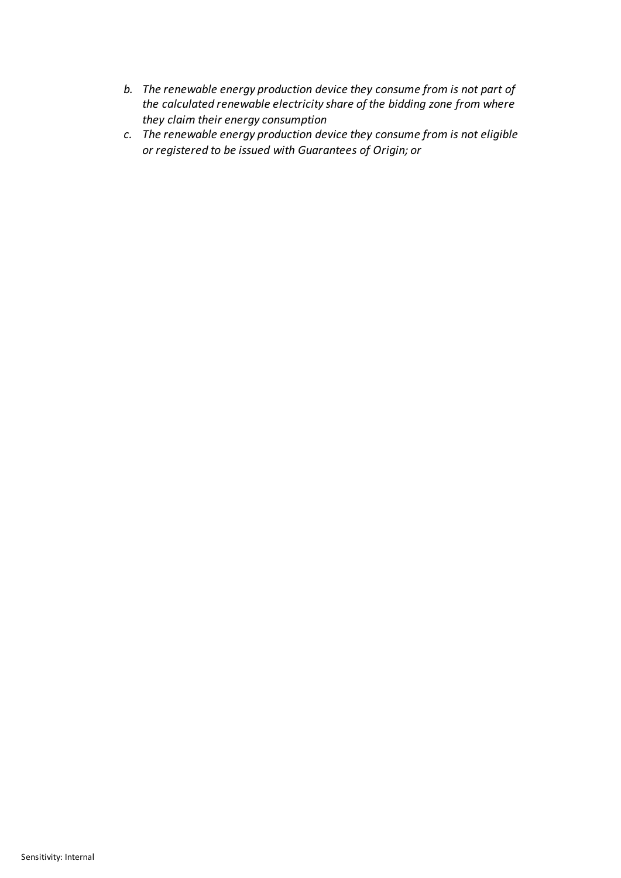b. *The renewable energy production device they consume from is not part of the calculated renewable electricity share of the bidding zone from where they claim their energy consumption*
c. *The renewable energy production device they consume from is not eligible or registered to be issued with Guarantees of Origin; or*